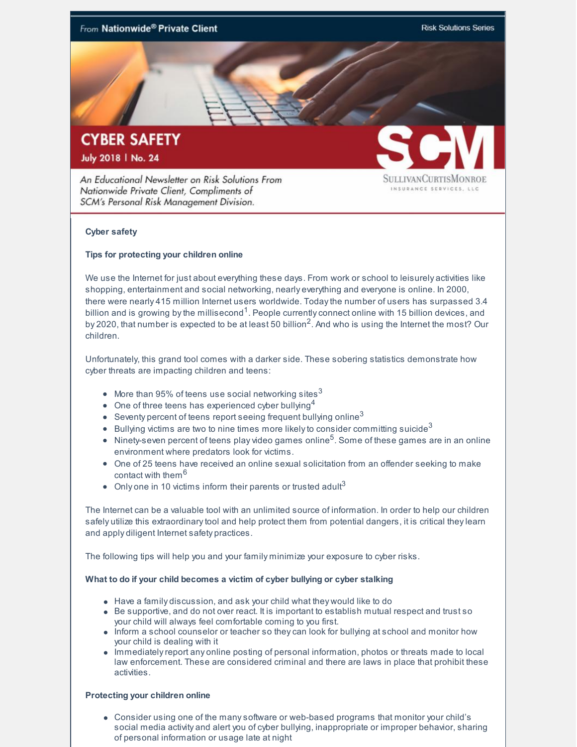From **Nationwide® Private Client** — Risk Solutions Series

# CYBER SAFETY

**July 2018 | No. 24**

*An Educational Newsletter on Risk Solutions From Nationwide Private Client, Compliments of SCM's Personal Risk Management Division.*

SCM — SullivanCurtisMonroe Insurance Services, LLC

**Cyber safety**

**Tips for protecting your children online**

We use the Internet for just about everything these days. From work or school to leisurely activities like shopping, entertainment and social networking, nearly everything and everyone is online. In 2000, there were nearly 415 million Internet users worldwide. Today the number of users has surpassed 3.4 billion and is growing by the millisecond[1]. People currently connect online with 15 billion devices, and by 2020, that number is expected to be at least 50 billion[2]. And who is using the Internet the most? Our children.

Unfortunately, this grand tool comes with a darker side. These sobering statistics demonstrate how cyber threats are impacting children and teens:

- More than 95% of teens use social networking sites[3]
- One of three teens has experienced cyber bullying[4]
- Seventy percent of teens report seeing frequent bullying online[3]
- Bullying victims are two to nine times more likely to consider committing suicide[3]
- Ninety-seven percent of teens play video games online[5]. Some of these games are in an online environment where predators look for victims.
- One of 25 teens have received an online sexual solicitation from an offender seeking to make contact with them[6]
- Only one in 10 victims inform their parents or trusted adult[3]

The Internet can be a valuable tool with an unlimited source of information. In order to help our children safely utilize this extraordinary tool and help protect them from potential dangers, it is critical they learn and apply diligent Internet safety practices.

The following tips will help you and your family minimize your exposure to cyber risks.

**What to do if your child becomes a victim of cyber bullying or cyber stalking**

- Have a family discussion, and ask your child what they would like to do
- Be supportive, and do not over react. It is important to establish mutual respect and trust so your child will always feel comfortable coming to you first.
- Inform a school counselor or teacher so they can look for bullying at school and monitor how your child is dealing with it
- Immediately report any online posting of personal information, photos or threats made to local law enforcement. These are considered criminal and there are laws in place that prohibit these activities.

**Protecting your children online**

- Consider using one of the many software or web-based programs that monitor your child's social media activity and alert you of cyber bullying, inappropriate or improper behavior, sharing of personal information or usage late at night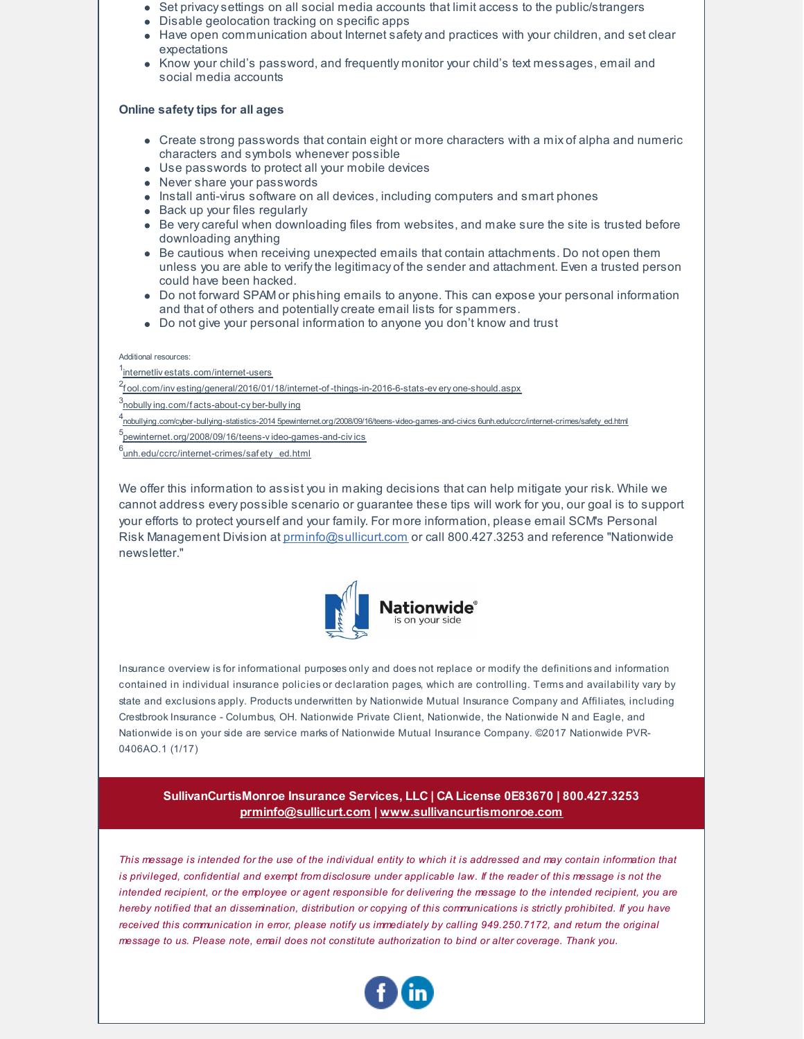- Set privacy settings on all social media accounts that limit access to the public/strangers
- Disable geolocation tracking on specific apps
- Have open communication about Internet safety and practices with your children, and set clear expectations
- Know your child's password, and frequently monitor your child's text messages, email and social media accounts

**Online safety tips for all ages**

- Create strong passwords that contain eight or more characters with a mix of alpha and numeric characters and symbols whenever possible
- Use passwords to protect all your mobile devices
- Never share your passwords
- Install anti-virus software on all devices, including computers and smart phones
- Back up your files regularly
- Be very careful when downloading files from websites, and make sure the site is trusted before downloading anything
- Be cautious when receiving unexpected emails that contain attachments. Do not open them unless you are able to verify the legitimacy of the sender and attachment. Even a trusted person could have been hacked.
- Do not forward SPAM or phishing emails to anyone. This can expose your personal information and that of others and potentially create email lists for spammers.
- Do not give your personal information to anyone you don't know and trust

Additional resources:

[1] internetlivestats.com/internet-users

[2] fool.com/investing/general/2016/01/18/internet-of-things-in-2016-6-stats-everyone-should.aspx

[3] nobullying.com/facts-about-cyber-bullying

[4] nobullying.com/cyber-bullying-statistics-2014 5pewinternet.org/2008/09/16/teens-video-games-and-civics 6unh.edu/ccrc/internet-crimes/safety_ed.html

[5] pewinternet.org/2008/09/16/teens-video-games-and-civics

[6] unh.edu/ccrc/internet-crimes/safety_ed.html

We offer this information to assist you in making decisions that can help mitigate your risk. While we cannot address every possible scenario or guarantee these tips will work for you, our goal is to support your efforts to protect yourself and your family. For more information, please email SCM's Personal Risk Management Division at prminfo@sullicurt.com or call 800.427.3253 and reference "Nationwide newsletter."

Nationwide® is on your side

Insurance overview is for informational purposes only and does not replace or modify the definitions and information contained in individual insurance policies or declaration pages, which are controlling. Terms and availability vary by state and exclusions apply. Products underwritten by Nationwide Mutual Insurance Company and Affiliates, including Crestbrook Insurance - Columbus, OH. Nationwide Private Client, Nationwide, the Nationwide N and Eagle, and Nationwide is on your side are service marks of Nationwide Mutual Insurance Company. ©2017 Nationwide PVR-0406AO.1 (1/17)

**SullivanCurtisMonroe Insurance Services, LLC | CA License 0E83670 | 800.427.3253**
**prminfo@sullicurt.com | www.sullivancurtismonroe.com**

*This message is intended for the use of the individual entity to which it is addressed and may contain information that is privileged, confidential and exempt from disclosure under applicable law. If the reader of this message is not the intended recipient, or the employee or agent responsible for delivering the message to the intended recipient, you are hereby notified that an dissemination, distribution or copying of this communications is strictly prohibited. If you have received this communication in error, please notify us immediately by calling 949.250.7172, and return the original message to us. Please note, email does not constitute authorization to bind or alter coverage. Thank you.*